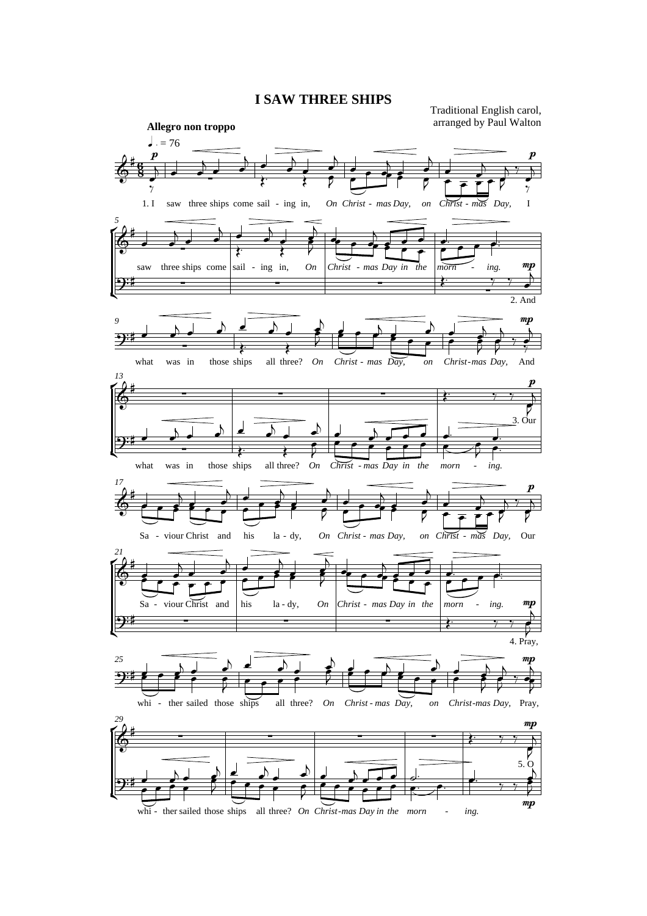# I SAW THREE SHIPS

Traditional English carol,
arranged by Paul Walton

**Allegro non troppo**

♩. = 76

1. I saw three ships come sail - ing in, *On Christ - mas Day, on Christ - mas Day,* I saw three ships come sail - ing in, *On Christ - mas Day in the morn - ing.*

2. And what was in those ships all three? *On Christ - mas Day, on Christ-mas Day,* And what was in those ships all three? *On Christ - mas Day in the morn - ing.*

3. Our Sa - viour Christ and his la - dy, *On Christ - mas Day, on Christ - mas Day,* Our Sa - viour Christ and his la - dy, *On Christ - mas Day in the morn - ing.*

4. Pray, whi - ther sailed those ships all three? *On Christ - mas Day, on Christ-mas Day,* Pray, whi - ther sailed those ships all three? *On Christ-mas Day in the morn - ing.*

5. O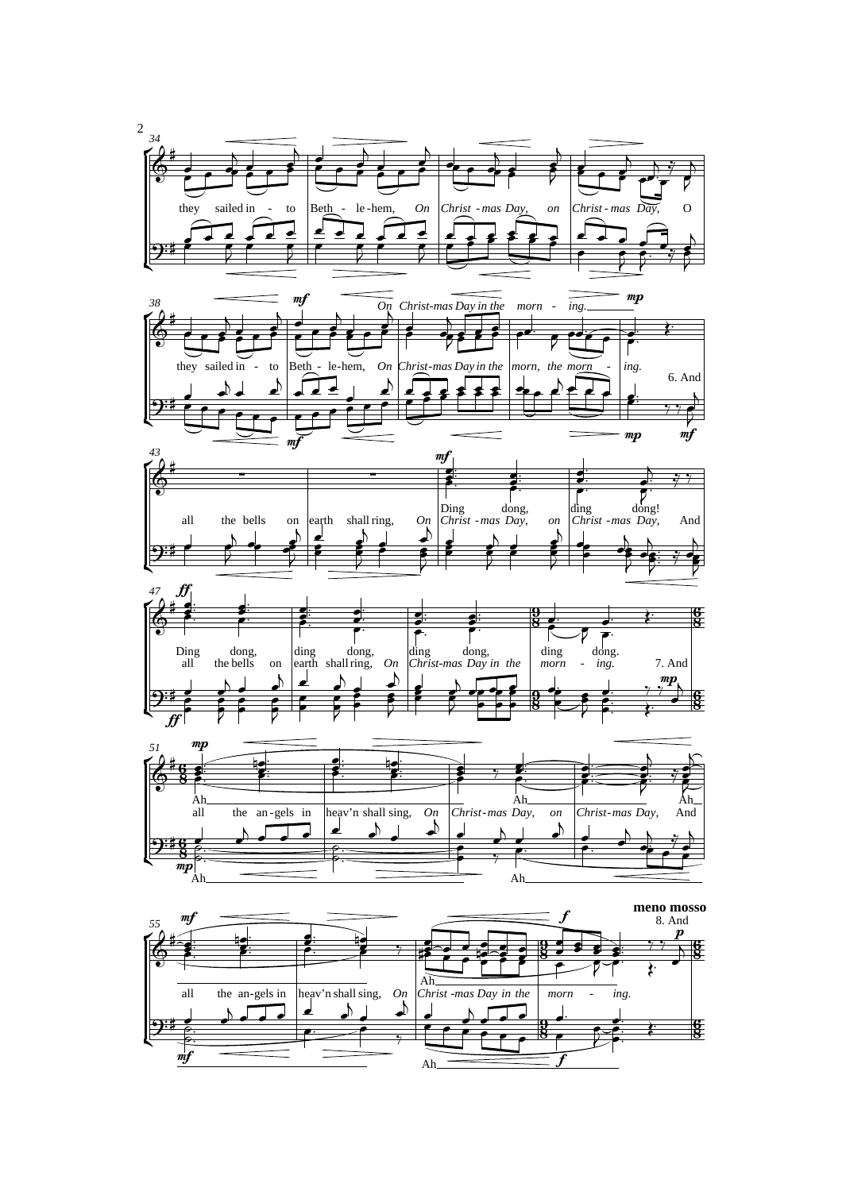they sailed in - to Beth - le-hem, *On Christ - mas Day, on Christ - mas Day,* O

they sailed in - to Beth - le-hem, *On Christ-mas Day in the morn, the morn - ing.*

*On Christ-mas Day in the morn - ing.*

6. And all the bells on earth shall ring, *On Christ - mas Day, on Christ - mas Day,* And

Ding dong, ding dong!

Ding dong, ding dong, ding dong, ding dong.

all the bells on earth shall ring, *On Christ-mas Day in the morn - ing.*

7. And all the an-gels in heav'n shall sing, *On Christ-mas Day, on Christ-mas Day,* And

Ah Ah Ah

all the an-gels in heav'n shall sing, *On Christ -mas Day in the morn - ing.*

Ah

**meno mosso**

8. And